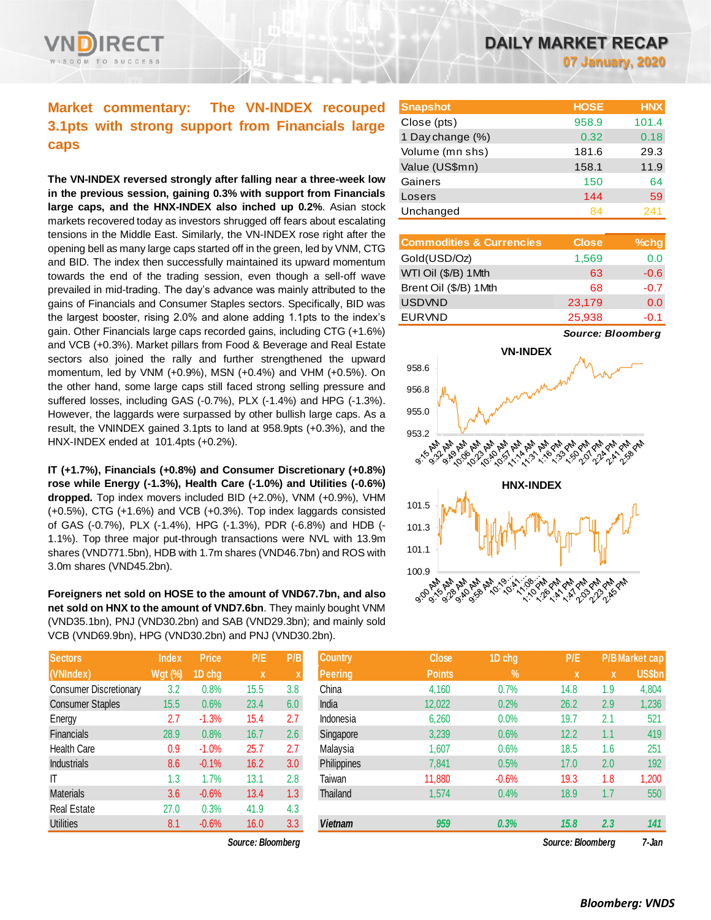# DAILY MARKET RECAP

**07 January, 2020**

## Market commentary: The VN-INDEX recouped 3.1pts with strong support from Financials large caps

**The VN-INDEX reversed strongly after falling near a three-week low in the previous session, gaining 0.3% with support from Financials large caps, and the HNX-INDEX also inched up 0.2%**. Asian stock markets recovered today as investors shrugged off fears about escalating tensions in the Middle East. Similarly, the VN-INDEX rose right after the opening bell as many large caps started off in the green, led by VNM, CTG and BID. The index then successfully maintained its upward momentum towards the end of the trading session, even though a sell-off wave prevailed in mid-trading. The day's advance was mainly attributed to the gains of Financials and Consumer Staples sectors. Specifically, BID was the largest booster, rising 2.0% and alone adding 1.1pts to the index's gain. Other Financials large caps recorded gains, including CTG (+1.6%) and VCB (+0.3%). Market pillars from Food & Beverage and Real Estate sectors also joined the rally and further strengthened the upward momentum, led by VNM (+0.9%), MSN (+0.4%) and VHM (+0.5%). On the other hand, some large caps still faced strong selling pressure and suffered losses, including GAS (-0.7%), PLX (-1.4%) and HPG (-1.3%). However, the laggards were surpassed by other bullish large caps. As a result, the VNINDEX gained 3.1pts to land at 958.9pts (+0.3%), and the HNX-INDEX ended at 101.4pts (+0.2%).

**IT (+1.7%), Financials (+0.8%) and Consumer Discretionary (+0.8%) rose while Energy (-1.3%), Health Care (-1.0%) and Utilities (-0.6%) dropped.** Top index movers included BID (+2.0%), VNM (+0.9%), VHM (+0.5%), CTG (+1.6%) and VCB (+0.3%). Top index laggards consisted of GAS (-0.7%), PLX (-1.4%), HPG (-1.3%), PDR (-6.8%) and HDB (-1.1%). Top three major put-through transactions were NVL with 13.9m shares (VND771.5bn), HDB with 1.7m shares (VND46.7bn) and ROS with 3.0m shares (VND45.2bn).

**Foreigners net sold on HOSE to the amount of VND67.7bn, and also net sold on HNX to the amount of VND7.6bn**. They mainly bought VNM (VND35.1bn), PNJ (VND30.2bn) and SAB (VND29.3bn); and mainly sold VCB (VND69.9bn), HPG (VND30.2bn) and PNJ (VND30.2bn).

| Snapshot | HOSE | HNX |
|---|---|---|
| Close (pts) | 958.9 | 101.4 |
| 1 Day change (%) | 0.32 | 0.18 |
| Volume (mn shs) | 181.6 | 29.3 |
| Value (US$mn) | 158.1 | 11.9 |
| Gainers | 150 | 64 |
| Losers | 144 | 59 |
| Unchanged | 84 | 241 |

| Commodities & Currencies | Close | %chg |
|---|---|---|
| Gold(USD/Oz) | 1,569 | 0.0 |
| WTI Oil ($/B) 1Mth | 63 | -0.6 |
| Brent Oil ($/B) 1Mth | 68 | -0.7 |
| USDVND | 23,179 | 0.0 |
| EURVND | 25,938 | -0.1 |

*Source: Bloomberg*

| Sectors (VNIndex) | Index Wgt (%) | Price 1D chg | P/E x | P/B x |
|---|---|---|---|---|
| Consumer Discretionary | 3.2 | 0.8% | 15.5 | 3.8 |
| Consumer Staples | 15.5 | 0.6% | 23.4 | 6.0 |
| Energy | 2.7 | -1.3% | 15.4 | 2.7 |
| Financials | 28.9 | 0.8% | 16.7 | 2.6 |
| Health Care | 0.9 | -1.0% | 25.7 | 2.7 |
| Industrials | 8.6 | -0.1% | 16.2 | 3.0 |
| IT | 1.3 | 1.7% | 13.1 | 2.8 |
| Materials | 3.6 | -0.6% | 13.4 | 1.3 |
| Real Estate | 27.0 | 0.3% | 41.9 | 4.3 |
| Utilities | 8.1 | -0.6% | 16.0 | 3.3 |

*Source: Bloomberg*

| Country Peering | Close Points | 1D chg % | P/E x | P/B x | Market cap US$bn |
|---|---|---|---|---|---|
| China | 4,160 | 0.7% | 14.8 | 1.9 | 4,804 |
| India | 12,022 | 0.2% | 26.2 | 2.9 | 1,236 |
| Indonesia | 6,260 | 0.0% | 19.7 | 2.1 | 521 |
| Singapore | 3,239 | 0.6% | 12.2 | 1.1 | 419 |
| Malaysia | 1,607 | 0.6% | 18.5 | 1.6 | 251 |
| Philippines | 7,841 | 0.5% | 17.0 | 2.0 | 192 |
| Taiwan | 11,880 | -0.6% | 19.3 | 1.8 | 1,200 |
| Thailand | 1,574 | 0.4% | 18.9 | 1.7 | 550 |
| *Vietnam* | *959* | *0.3%* | *15.8* | *2.3* | *141* |

*Source: Bloomberg* *7-Jan*

***Bloomberg: VNDS***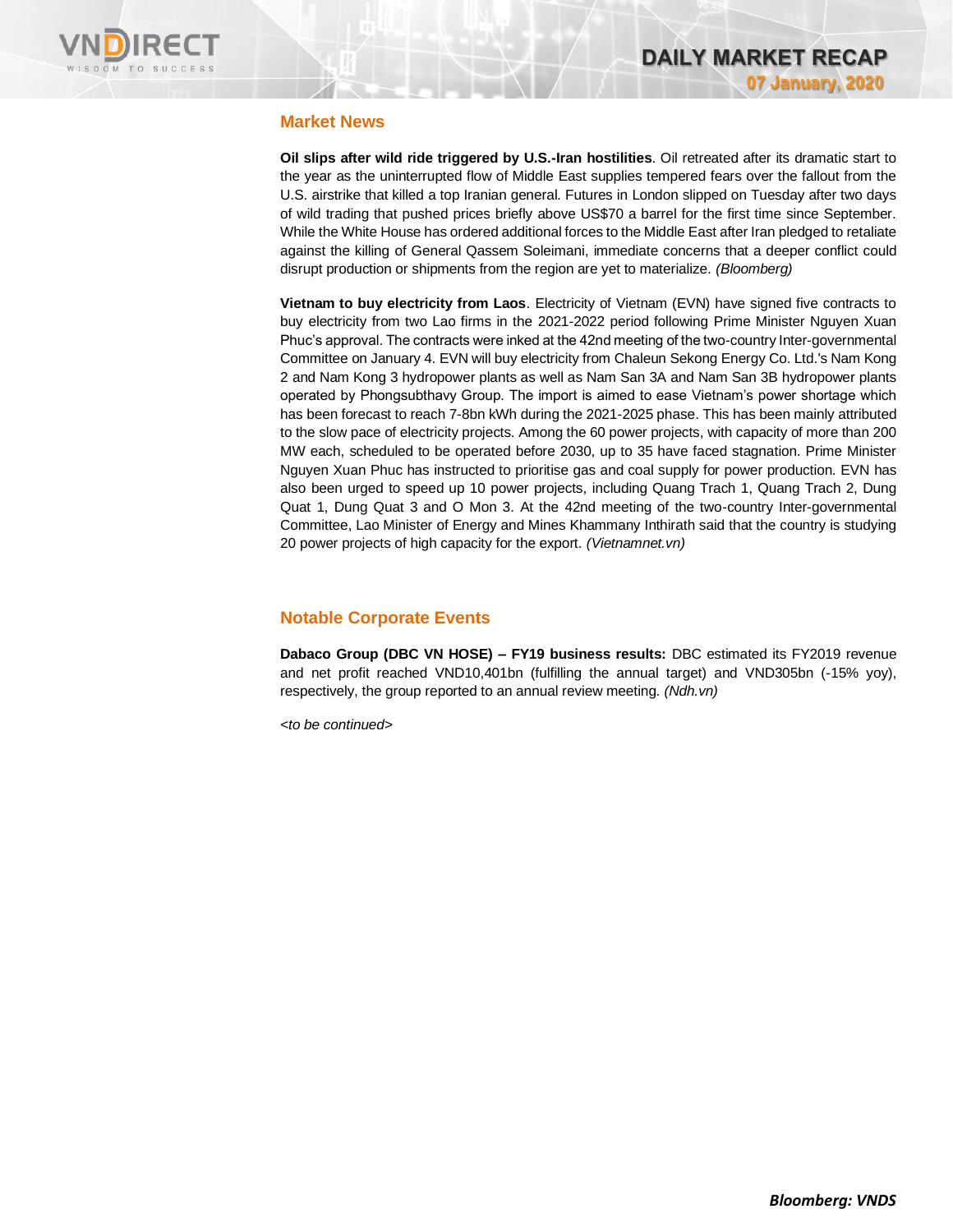## Market News

**Oil slips after wild ride triggered by U.S.-Iran hostilities**. Oil retreated after its dramatic start to the year as the uninterrupted flow of Middle East supplies tempered fears over the fallout from the U.S. airstrike that killed a top Iranian general. Futures in London slipped on Tuesday after two days of wild trading that pushed prices briefly above US$70 a barrel for the first time since September. While the White House has ordered additional forces to the Middle East after Iran pledged to retaliate against the killing of General Qassem Soleimani, immediate concerns that a deeper conflict could disrupt production or shipments from the region are yet to materialize. *(Bloomberg)*

**Vietnam to buy electricity from Laos**. Electricity of Vietnam (EVN) have signed five contracts to buy electricity from two Lao firms in the 2021-2022 period following Prime Minister Nguyen Xuan Phuc's approval. The contracts were inked at the 42nd meeting of the two-country Inter-governmental Committee on January 4. EVN will buy electricity from Chaleun Sekong Energy Co. Ltd.'s Nam Kong 2 and Nam Kong 3 hydropower plants as well as Nam San 3A and Nam San 3B hydropower plants operated by Phongsubthavy Group. The import is aimed to ease Vietnam's power shortage which has been forecast to reach 7-8bn kWh during the 2021-2025 phase. This has been mainly attributed to the slow pace of electricity projects. Among the 60 power projects, with capacity of more than 200 MW each, scheduled to be operated before 2030, up to 35 have faced stagnation. Prime Minister Nguyen Xuan Phuc has instructed to prioritise gas and coal supply for power production. EVN has also been urged to speed up 10 power projects, including Quang Trach 1, Quang Trach 2, Dung Quat 1, Dung Quat 3 and O Mon 3. At the 42nd meeting of the two-country Inter-governmental Committee, Lao Minister of Energy and Mines Khammany Inthirath said that the country is studying 20 power projects of high capacity for the export. *(Vietnamnet.vn)*

## Notable Corporate Events

**Dabaco Group (DBC VN HOSE) – FY19 business results:** DBC estimated its FY2019 revenue and net profit reached VND10,401bn (fulfilling the annual target) and VND305bn (-15% yoy), respectively, the group reported to an annual review meeting. *(Ndh.vn)*

*<to be continued>*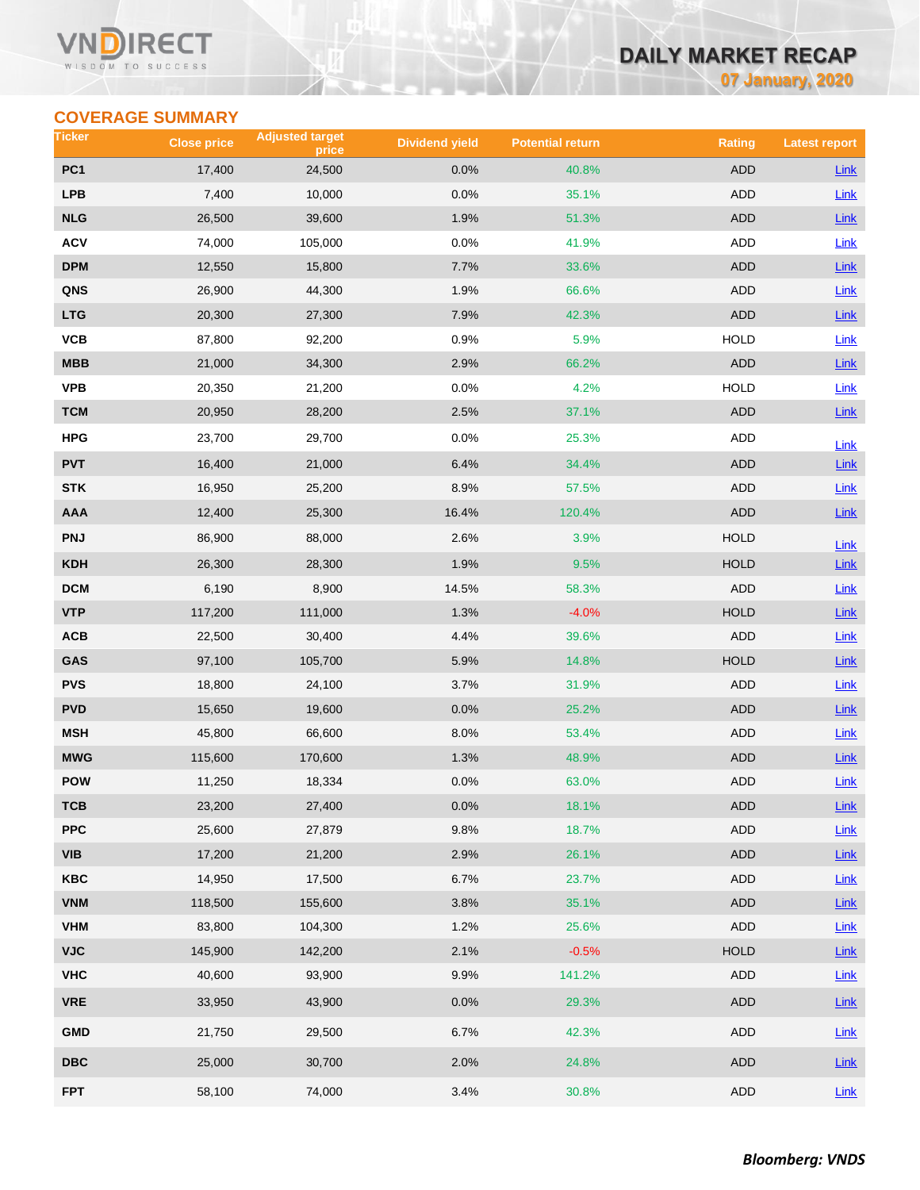## COVERAGE SUMMARY

| Ticker | Close price | Adjusted target price | Dividend yield | Potential return | Rating | Latest report |
|---|---|---|---|---|---|---|
| PC1 | 17,400 | 24,500 | 0.0% | 40.8% | ADD | Link |
| LPB | 7,400 | 10,000 | 0.0% | 35.1% | ADD | Link |
| NLG | 26,500 | 39,600 | 1.9% | 51.3% | ADD | Link |
| ACV | 74,000 | 105,000 | 0.0% | 41.9% | ADD | Link |
| DPM | 12,550 | 15,800 | 7.7% | 33.6% | ADD | Link |
| QNS | 26,900 | 44,300 | 1.9% | 66.6% | ADD | Link |
| LTG | 20,300 | 27,300 | 7.9% | 42.3% | ADD | Link |
| VCB | 87,800 | 92,200 | 0.9% | 5.9% | HOLD | Link |
| MBB | 21,000 | 34,300 | 2.9% | 66.2% | ADD | Link |
| VPB | 20,350 | 21,200 | 0.0% | 4.2% | HOLD | Link |
| TCM | 20,950 | 28,200 | 2.5% | 37.1% | ADD | Link |
| HPG | 23,700 | 29,700 | 0.0% | 25.3% | ADD | Link |
| PVT | 16,400 | 21,000 | 6.4% | 34.4% | ADD | Link |
| STK | 16,950 | 25,200 | 8.9% | 57.5% | ADD | Link |
| AAA | 12,400 | 25,300 | 16.4% | 120.4% | ADD | Link |
| PNJ | 86,900 | 88,000 | 2.6% | 3.9% | HOLD | Link |
| KDH | 26,300 | 28,300 | 1.9% | 9.5% | HOLD | Link |
| DCM | 6,190 | 8,900 | 14.5% | 58.3% | ADD | Link |
| VTP | 117,200 | 111,000 | 1.3% | -4.0% | HOLD | Link |
| ACB | 22,500 | 30,400 | 4.4% | 39.6% | ADD | Link |
| GAS | 97,100 | 105,700 | 5.9% | 14.8% | HOLD | Link |
| PVS | 18,800 | 24,100 | 3.7% | 31.9% | ADD | Link |
| PVD | 15,650 | 19,600 | 0.0% | 25.2% | ADD | Link |
| MSH | 45,800 | 66,600 | 8.0% | 53.4% | ADD | Link |
| MWG | 115,600 | 170,600 | 1.3% | 48.9% | ADD | Link |
| POW | 11,250 | 18,334 | 0.0% | 63.0% | ADD | Link |
| TCB | 23,200 | 27,400 | 0.0% | 18.1% | ADD | Link |
| PPC | 25,600 | 27,879 | 9.8% | 18.7% | ADD | Link |
| VIB | 17,200 | 21,200 | 2.9% | 26.1% | ADD | Link |
| KBC | 14,950 | 17,500 | 6.7% | 23.7% | ADD | Link |
| VNM | 118,500 | 155,600 | 3.8% | 35.1% | ADD | Link |
| VHM | 83,800 | 104,300 | 1.2% | 25.6% | ADD | Link |
| VJC | 145,900 | 142,200 | 2.1% | -0.5% | HOLD | Link |
| VHC | 40,600 | 93,900 | 9.9% | 141.2% | ADD | Link |
| VRE | 33,950 | 43,900 | 0.0% | 29.3% | ADD | Link |
| GMD | 21,750 | 29,500 | 6.7% | 42.3% | ADD | Link |
| DBC | 25,000 | 30,700 | 2.0% | 24.8% | ADD | Link |
| FPT | 58,100 | 74,000 | 3.4% | 30.8% | ADD | Link |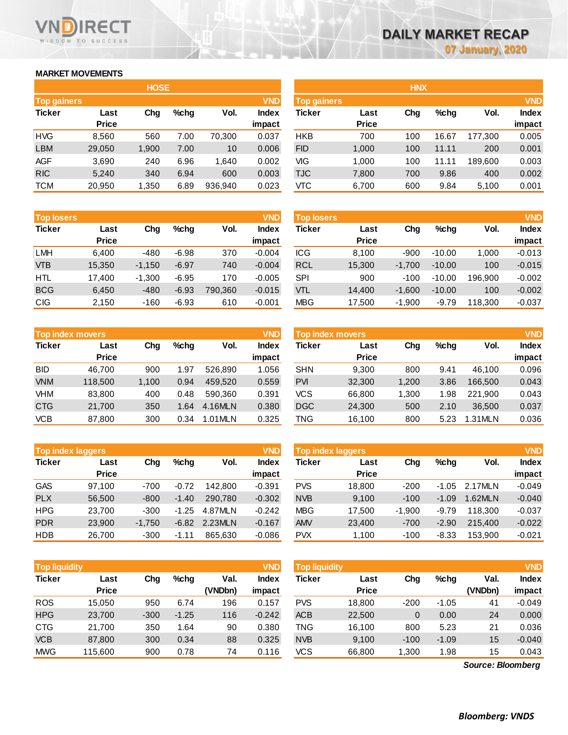# DAILY MARKET RECAP

07 January, 2020

## MARKET MOVEMENTS

### HOSE

| Top gainers | | | | | VND |
|---|---|---|---|---|---|
| Ticker | Last Price | Chg | %chg | Vol. | Index impact |
| HVG | 8,560 | 560 | 7.00 | 70,300 | 0.037 |
| LBM | 29,050 | 1,900 | 7.00 | 10 | 0.006 |
| AGF | 3,690 | 240 | 6.96 | 1,640 | 0.002 |
| RIC | 5,240 | 340 | 6.94 | 600 | 0.003 |
| TCM | 20,950 | 1,350 | 6.89 | 936,940 | 0.023 |

| Top losers | | | | | VND |
|---|---|---|---|---|---|
| Ticker | Last Price | Chg | %chg | Vol. | Index impact |
| LMH | 6,400 | -480 | -6.98 | 370 | -0.004 |
| VTB | 15,350 | -1,150 | -6.97 | 740 | -0.004 |
| HTL | 17,400 | -1,300 | -6.95 | 170 | -0.005 |
| BCG | 6,450 | -480 | -6.93 | 790,360 | -0.015 |
| CIG | 2,150 | -160 | -6.93 | 610 | -0.001 |

| Top index movers | | | | | VND |
|---|---|---|---|---|---|
| Ticker | Last Price | Chg | %chg | Vol. | Index impact |
| BID | 46,700 | 900 | 1.97 | 526,890 | 1.056 |
| VNM | 118,500 | 1,100 | 0.94 | 459,520 | 0.559 |
| VHM | 83,800 | 400 | 0.48 | 590,360 | 0.391 |
| CTG | 21,700 | 350 | 1.64 | 4.16MLN | 0.380 |
| VCB | 87,800 | 300 | 0.34 | 1.01MLN | 0.325 |

| Top index laggers | | | | | VND |
|---|---|---|---|---|---|
| Ticker | Last Price | Chg | %chg | Vol. | Index impact |
| GAS | 97,100 | -700 | -0.72 | 142,800 | -0.391 |
| PLX | 56,500 | -800 | -1.40 | 290,780 | -0.302 |
| HPG | 23,700 | -300 | -1.25 | 4.87MLN | -0.242 |
| PDR | 23,900 | -1,750 | -6.82 | 2.23MLN | -0.167 |
| HDB | 26,700 | -300 | -1.11 | 865,630 | -0.086 |

| Top liquidity | | | | | VND |
|---|---|---|---|---|---|
| Ticker | Last Price | Chg | %chg | Val. (VNDbn) | Index impact |
| ROS | 15,050 | 950 | 6.74 | 196 | 0.157 |
| HPG | 23,700 | -300 | -1.25 | 116 | -0.242 |
| CTG | 21,700 | 350 | 1.64 | 90 | 0.380 |
| VCB | 87,800 | 300 | 0.34 | 88 | 0.325 |
| MWG | 115,600 | 900 | 0.78 | 74 | 0.116 |

### HNX

| Top gainers | | | | | VND |
|---|---|---|---|---|---|
| Ticker | Last Price | Chg | %chg | Vol. | Index impact |
| HKB | 700 | 100 | 16.67 | 177,300 | 0.005 |
| FID | 1,000 | 100 | 11.11 | 200 | 0.001 |
| VIG | 1,000 | 100 | 11.11 | 189,600 | 0.003 |
| TJC | 7,800 | 700 | 9.86 | 400 | 0.002 |
| VTC | 6,700 | 600 | 9.84 | 5,100 | 0.001 |

| Top losers | | | | | VND |
|---|---|---|---|---|---|
| Ticker | Last Price | Chg | %chg | Vol. | Index impact |
| ICG | 8,100 | -900 | -10.00 | 1,000 | -0.013 |
| RCL | 15,300 | -1,700 | -10.00 | 100 | -0.015 |
| SPI | 900 | -100 | -10.00 | 196,900 | -0.002 |
| VTL | 14,400 | -1,600 | -10.00 | 100 | -0.002 |
| MBG | 17,500 | -1,900 | -9.79 | 118,300 | -0.037 |

| Top index movers | | | | | VND |
|---|---|---|---|---|---|
| Ticker | Last Price | Chg | %chg | Vol. | Index impact |
| SHN | 9,300 | 800 | 9.41 | 46,100 | 0.096 |
| PVI | 32,300 | 1,200 | 3.86 | 166,500 | 0.043 |
| VCS | 66,800 | 1,300 | 1.98 | 221,900 | 0.043 |
| DGC | 24,300 | 500 | 2.10 | 36,500 | 0.037 |
| TNG | 16,100 | 800 | 5.23 | 1.31MLN | 0.036 |

| Top index laggers | | | | | VND |
|---|---|---|---|---|---|
| Ticker | Last Price | Chg | %chg | Vol. | Index impact |
| PVS | 18,800 | -200 | -1.05 | 2.17MLN | -0.049 |
| NVB | 9,100 | -100 | -1.09 | 1.62MLN | -0.040 |
| MBG | 17,500 | -1,900 | -9.79 | 118,300 | -0.037 |
| AMV | 23,400 | -700 | -2.90 | 215,400 | -0.022 |
| PVX | 1,100 | -100 | -8.33 | 153,900 | -0.021 |

| Top liquidity | | | | | VND |
|---|---|---|---|---|---|
| Ticker | Last Price | Chg | %chg | Val. (VNDbn) | Index impact |
| PVS | 18,800 | -200 | -1.05 | 41 | -0.049 |
| ACB | 22,500 | 0 | 0.00 | 24 | 0.000 |
| TNG | 16,100 | 800 | 5.23 | 21 | 0.036 |
| NVB | 9,100 | -100 | -1.09 | 15 | -0.040 |
| VCS | 66,800 | 1,300 | 1.98 | 15 | 0.043 |

*Source: Bloomberg*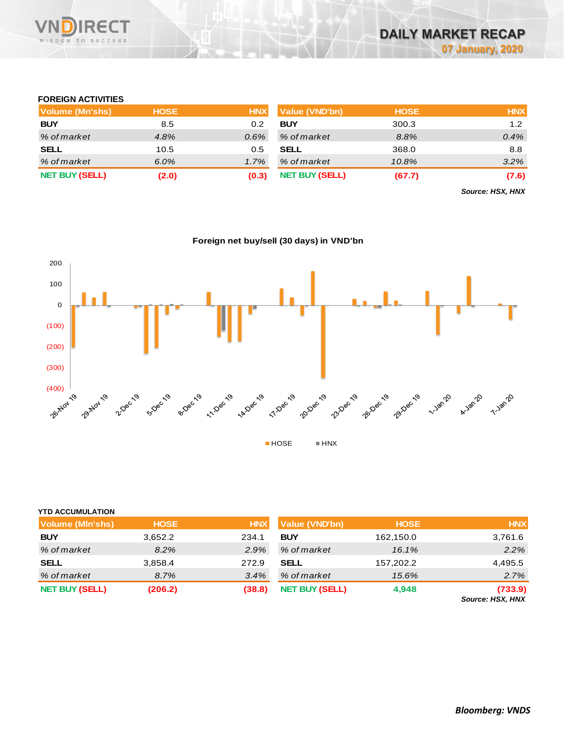## FOREIGN ACTIVITIES

| Volume (Mn'shs) | HOSE | HNX |
|---|---|---|
| **BUY** | 8.5 | 0.2 |
| *% of market* | *4.8%* | *0.6%* |
| **SELL** | 10.5 | 0.5 |
| *% of market* | *6.0%* | *1.7%* |
| **NET BUY (SELL)** | **(2.0)** | **(0.3)** |

| Value (VND'bn) | HOSE | HNX |
|---|---|---|
| **BUY** | 300.3 | 1.2 |
| *% of market* | *8.8%* | *0.4%* |
| **SELL** | 368.0 | 8.8 |
| *% of market* | *10.8%* | *3.2%* |
| **NET BUY (SELL)** | **(67.7)** | **(7.6)** |

***Source: HSX, HNX***

**Foreign net buy/sell (30 days) in VND'bn**

## YTD ACCUMULATION

| Volume (Mln'shs) | HOSE | HNX |
|---|---|---|
| **BUY** | 3,652.2 | 234.1 |
| *% of market* | *8.2%* | *2.9%* |
| **SELL** | 3,858.4 | 272.9 |
| *% of market* | *8.7%* | *3.4%* |
| **NET BUY (SELL)** | **(206.2)** | **(38.8)** |

| Value (VND'bn) | HOSE | HNX |
|---|---|---|
| **BUY** | 162,150.0 | 3,761.6 |
| *% of market* | *16.1%* | *2.2%* |
| **SELL** | 157,202.2 | 4,495.5 |
| *% of market* | *15.6%* | *2.7%* |
| **NET BUY (SELL)** | **4,948** | **(733.9)** |

***Source: HSX, HNX***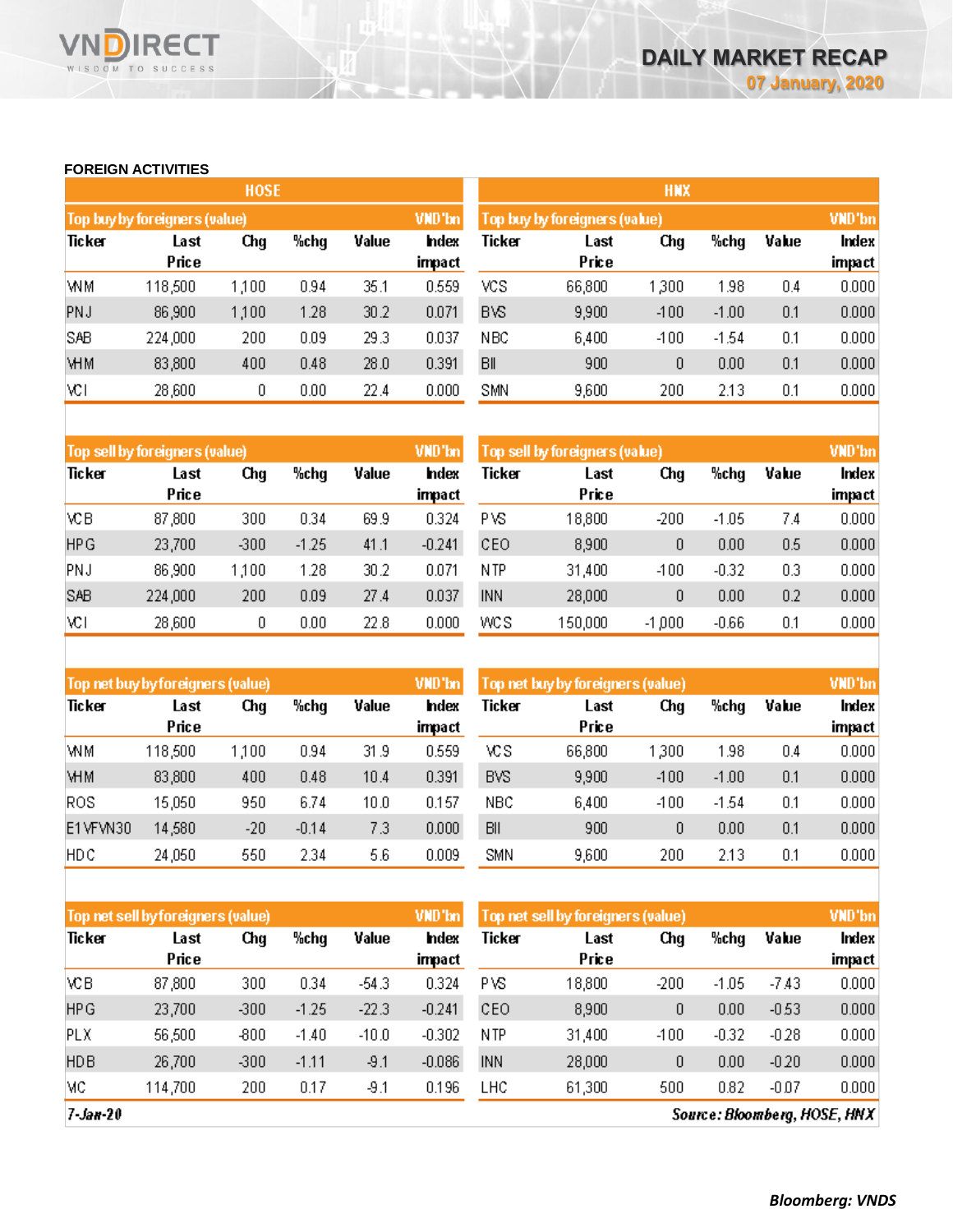## FOREIGN ACTIVITIES

### HOSE

| Top buy by foreigners (value) | | | | | VND'bn |
|---|---|---|---|---|---|
| Ticker | Last Price | Chg | %chg | Value | Index impact |
| VNM | 118,500 | 1,100 | 0.94 | 35.1 | 0.559 |
| PNJ | 86,900 | 1,100 | 1.28 | 30.2 | 0.071 |
| SAB | 224,000 | 200 | 0.09 | 29.3 | 0.037 |
| VHM | 83,800 | 400 | 0.48 | 28.0 | 0.391 |
| VCI | 28,600 | 0 | 0.00 | 22.4 | 0.000 |

| Top sell by foreigners (value) | | | | | VND'bn |
|---|---|---|---|---|---|
| Ticker | Last Price | Chg | %chg | Value | Index impact |
| VCB | 87,800 | 300 | 0.34 | 69.9 | 0.324 |
| HPG | 23,700 | -300 | -1.25 | 41.1 | -0.241 |
| PNJ | 86,900 | 1,100 | 1.28 | 30.2 | 0.071 |
| SAB | 224,000 | 200 | 0.09 | 27.4 | 0.037 |
| VCI | 28,600 | 0 | 0.00 | 22.8 | 0.000 |

| Top net buy by foreigners (value) | | | | | VND'bn |
|---|---|---|---|---|---|
| Ticker | Last Price | Chg | %chg | Value | Index impact |
| VNM | 118,500 | 1,100 | 0.94 | 31.9 | 0.559 |
| VHM | 83,800 | 400 | 0.48 | 10.4 | 0.391 |
| ROS | 15,050 | 950 | 6.74 | 10.0 | 0.157 |
| E1VFVN30 | 14,580 | -20 | -0.14 | 7.3 | 0.000 |
| HDC | 24,050 | 550 | 2.34 | 5.6 | 0.009 |

| Top net sell by foreigners (value) | | | | | VND'bn |
|---|---|---|---|---|---|
| Ticker | Last Price | Chg | %chg | Value | Index impact |
| VCB | 87,800 | 300 | 0.34 | -54.3 | 0.324 |
| HPG | 23,700 | -300 | -1.25 | -22.3 | -0.241 |
| PLX | 56,500 | -800 | -1.40 | -10.0 | -0.302 |
| HDB | 26,700 | -300 | -1.11 | -9.1 | -0.086 |
| VIC | 114,700 | 200 | 0.17 | -9.1 | 0.196 |

### HNX

| Top buy by foreigners (value) | | | | | VND'bn |
|---|---|---|---|---|---|
| Ticker | Last Price | Chg | %chg | Value | Index impact |
| VCS | 66,800 | 1,300 | 1.98 | 0.4 | 0.000 |
| BVS | 9,900 | -100 | -1.00 | 0.1 | 0.000 |
| NBC | 6,400 | -100 | -1.54 | 0.1 | 0.000 |
| BII | 900 | 0 | 0.00 | 0.1 | 0.000 |
| SMN | 9,600 | 200 | 2.13 | 0.1 | 0.000 |

| Top sell by foreigners (value) | | | | | VND'bn |
|---|---|---|---|---|---|
| Ticker | Last Price | Chg | %chg | Value | Index impact |
| PVS | 18,800 | -200 | -1.05 | 7.4 | 0.000 |
| CEO | 8,900 | 0 | 0.00 | 0.5 | 0.000 |
| NTP | 31,400 | -100 | -0.32 | 0.3 | 0.000 |
| INN | 28,000 | 0 | 0.00 | 0.2 | 0.000 |
| WCS | 150,000 | -1,000 | -0.66 | 0.1 | 0.000 |

| Top net buy by foreigners (value) | | | | | VND'bn |
|---|---|---|---|---|---|
| Ticker | Last Price | Chg | %chg | Value | Index impact |
| VCS | 66,800 | 1,300 | 1.98 | 0.4 | 0.000 |
| BVS | 9,900 | -100 | -1.00 | 0.1 | 0.000 |
| NBC | 6,400 | -100 | -1.54 | 0.1 | 0.000 |
| BII | 900 | 0 | 0.00 | 0.1 | 0.000 |
| SMN | 9,600 | 200 | 2.13 | 0.1 | 0.000 |

| Top net sell by foreigners (value) | | | | | VND'bn |
|---|---|---|---|---|---|
| Ticker | Last Price | Chg | %chg | Value | Index impact |
| PVS | 18,800 | -200 | -1.05 | -7.43 | 0.000 |
| CEO | 8,900 | 0 | 0.00 | -0.53 | 0.000 |
| NTP | 31,400 | -100 | -0.32 | -0.28 | 0.000 |
| INN | 28,000 | 0 | 0.00 | -0.20 | 0.000 |
| LHC | 61,300 | 500 | 0.82 | -0.07 | 0.000 |

*7-Jan-20* *Source: Bloomberg, HOSE, HNX*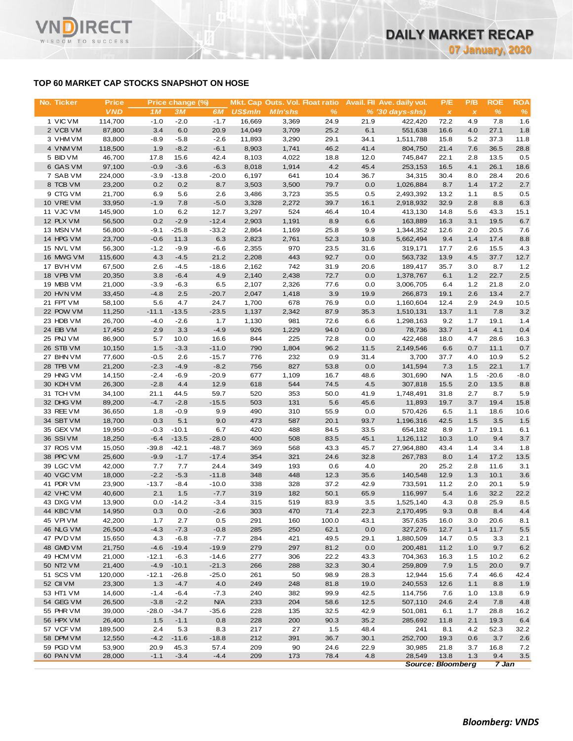## TOP 60 MARKET CAP STOCKS SNAPSHOT ON HOSE

| No. | Ticker | Price | Price change (%) | | | Mkt. Cap | Outs. Vol. | Float ratio | Avail. FII | Ave. daily vol. | P/E | P/B | ROE | ROA |
|---|---|---|---|---|---|---|---|---|---|---|---|---|---|---|
| | | VND | 1M | 3M | 6M | US$mln | Mln'shs | % | % | (30 days-shs) | x | x | % | % |
| 1 | VIC VM | 114,700 | -1.0 | -2.0 | -1.7 | 16,669 | 3,369 | 24.9 | 21.9 | 422,420 | 72.2 | 4.9 | 7.8 | 1.6 |
| 2 | VCB VM | 87,800 | 3.4 | 6.0 | 20.9 | 14,049 | 3,709 | 25.2 | 6.1 | 551,638 | 16.6 | 4.0 | 27.1 | 1.8 |
| 3 | VHM VM | 83,800 | -8.9 | -5.8 | -2.6 | 11,893 | 3,290 | 29.1 | 34.1 | 1,511,788 | 15.8 | 5.2 | 37.3 | 11.8 |
| 4 | VNM VM | 118,500 | 1.9 | -8.2 | -6.1 | 8,903 | 1,741 | 46.2 | 41.4 | 804,750 | 21.4 | 7.6 | 36.5 | 28.8 |
| 5 | BID VM | 46,700 | 17.8 | 15.6 | 42.4 | 8,103 | 4,022 | 18.8 | 12.0 | 745,847 | 22.1 | 2.8 | 13.5 | 0.5 |
| 6 | GAS VM | 97,100 | -0.9 | -3.6 | -6.3 | 8,018 | 1,914 | 4.2 | 45.4 | 253,153 | 16.5 | 4.1 | 26.1 | 18.6 |
| 7 | SAB VM | 224,000 | -3.9 | -13.8 | -20.0 | 6,197 | 641 | 10.4 | 36.7 | 34,315 | 30.4 | 8.0 | 28.4 | 20.6 |
| 8 | TCB VM | 23,200 | 0.2 | 0.2 | 8.7 | 3,503 | 3,500 | 79.7 | 0.0 | 1,026,884 | 8.7 | 1.4 | 17.2 | 2.7 |
| 9 | CTG VM | 21,700 | 6.9 | 5.6 | 2.6 | 3,486 | 3,723 | 35.5 | 0.5 | 2,493,392 | 13.2 | 1.1 | 8.5 | 0.5 |
| 10 | VRE VM | 33,950 | -1.9 | 7.8 | -5.0 | 3,328 | 2,272 | 39.7 | 16.1 | 2,918,932 | 32.9 | 2.8 | 8.8 | 6.3 |
| 11 | VJC VM | 145,900 | 1.0 | 6.2 | 12.7 | 3,297 | 524 | 46.4 | 10.4 | 413,130 | 14.8 | 5.6 | 43.3 | 15.1 |
| 12 | PLX VM | 56,500 | 0.2 | -2.9 | -12.4 | 2,903 | 1,191 | 8.9 | 6.6 | 163,889 | 16.3 | 3.1 | 19.5 | 6.7 |
| 13 | MSN VM | 56,800 | -9.1 | -25.8 | -33.2 | 2,864 | 1,169 | 25.8 | 9.9 | 1,344,352 | 12.6 | 2.0 | 20.5 | 7.6 |
| 14 | HPG VM | 23,700 | -0.6 | 11.3 | 6.3 | 2,823 | 2,761 | 52.3 | 10.8 | 5,662,494 | 9.4 | 1.4 | 17.4 | 8.8 |
| 15 | NVL VM | 56,300 | -1.2 | -9.9 | -6.6 | 2,355 | 970 | 23.5 | 31.6 | 319,171 | 17.7 | 2.6 | 15.5 | 4.3 |
| 16 | MWG VM | 115,600 | 4.3 | -4.5 | 21.2 | 2,208 | 443 | 92.7 | 0.0 | 563,732 | 13.9 | 4.5 | 37.7 | 12.7 |
| 17 | BVH VM | 67,500 | 2.6 | -4.5 | -18.6 | 2,162 | 742 | 31.9 | 20.6 | 189,417 | 35.7 | 3.0 | 8.7 | 1.2 |
| 18 | VPB VM | 20,350 | 3.8 | -6.4 | 4.9 | 2,140 | 2,438 | 72.7 | 0.0 | 1,378,767 | 6.1 | 1.2 | 22.7 | 2.5 |
| 19 | MBB VM | 21,000 | -3.9 | -6.3 | 6.5 | 2,107 | 2,326 | 77.6 | 0.0 | 3,006,705 | 6.4 | 1.2 | 21.8 | 2.0 |
| 20 | HVN VM | 33,450 | -4.8 | 2.5 | -20.7 | 2,047 | 1,418 | 3.9 | 19.9 | 266,873 | 19.1 | 2.6 | 13.4 | 2.7 |
| 21 | FPT VM | 58,100 | 5.6 | 4.7 | 24.7 | 1,700 | 678 | 76.9 | 0.0 | 1,160,604 | 12.4 | 2.9 | 24.9 | 10.5 |
| 22 | POW VM | 11,250 | -11.1 | -13.5 | -23.5 | 1,137 | 2,342 | 87.9 | 35.3 | 1,510,131 | 13.7 | 1.1 | 7.8 | 3.2 |
| 23 | HDB VM | 26,700 | -4.0 | -2.6 | 1.7 | 1,130 | 981 | 72.6 | 6.6 | 1,298,163 | 9.2 | 1.7 | 19.1 | 1.4 |
| 24 | EIB VM | 17,450 | 2.9 | 3.3 | -4.9 | 926 | 1,229 | 94.0 | 0.0 | 78,736 | 33.7 | 1.4 | 4.1 | 0.4 |
| 25 | PNJ VM | 86,900 | 5.7 | 10.0 | 16.6 | 844 | 225 | 72.8 | 0.0 | 422,468 | 18.0 | 4.7 | 28.6 | 16.3 |
| 26 | STB VM | 10,150 | 1.5 | -3.3 | -11.0 | 790 | 1,804 | 96.2 | 11.5 | 2,149,546 | 6.6 | 0.7 | 11.1 | 0.7 |
| 27 | BHN VM | 77,600 | -0.5 | 2.6 | -15.7 | 776 | 232 | 0.9 | 31.4 | 3,700 | 37.7 | 4.0 | 10.9 | 5.2 |
| 28 | TPB VM | 21,200 | -2.3 | -4.9 | -8.2 | 756 | 827 | 53.8 | 0.0 | 141,594 | 7.3 | 1.5 | 22.1 | 1.7 |
| 29 | HNG VM | 14,150 | -2.4 | -6.9 | -20.9 | 677 | 1,109 | 16.7 | 48.6 | 301,690 | N/A | 1.5 | -20.6 | -8.0 |
| 30 | KDH VM | 26,300 | -2.8 | 4.4 | 12.9 | 618 | 544 | 74.5 | 4.5 | 307,818 | 15.5 | 2.0 | 13.5 | 8.8 |
| 31 | TCH VM | 34,100 | 21.1 | 44.5 | 59.7 | 520 | 353 | 50.0 | 41.9 | 1,748,491 | 31.8 | 2.7 | 8.7 | 5.9 |
| 32 | DHG VM | 89,200 | -4.7 | -2.8 | -15.5 | 503 | 131 | 5.6 | 45.6 | 11,893 | 19.7 | 3.7 | 19.4 | 15.8 |
| 33 | REE VM | 36,650 | 1.8 | -0.9 | 9.9 | 490 | 310 | 55.9 | 0.0 | 570,426 | 6.5 | 1.1 | 18.6 | 10.6 |
| 34 | SBT VM | 18,700 | 0.3 | 5.1 | 9.0 | 473 | 587 | 20.1 | 93.7 | 1,196,316 | 42.5 | 1.5 | 3.5 | 1.5 |
| 35 | GEX VM | 19,950 | -0.3 | -10.1 | 6.7 | 420 | 488 | 84.5 | 33.5 | 654,182 | 8.9 | 1.7 | 19.1 | 6.1 |
| 36 | SSI VM | 18,250 | -6.4 | -13.5 | -28.0 | 400 | 508 | 83.5 | 45.1 | 1,126,112 | 10.3 | 1.0 | 9.4 | 3.7 |
| 37 | ROS VM | 15,050 | -39.8 | -42.1 | -48.7 | 369 | 568 | 43.3 | 45.7 | 27,964,880 | 43.4 | 1.4 | 3.4 | 1.8 |
| 38 | PPC VM | 25,600 | -9.9 | -1.7 | -17.4 | 354 | 321 | 24.6 | 32.8 | 267,783 | 8.0 | 1.4 | 17.2 | 13.5 |
| 39 | LGC VM | 42,000 | 7.7 | 7.7 | 24.4 | 349 | 193 | 0.6 | 4.0 | 20 | 25.2 | 2.8 | 11.6 | 3.1 |
| 40 | VGC VM | 18,000 | -2.2 | -5.3 | -11.8 | 348 | 448 | 12.3 | 35.6 | 140,548 | 12.9 | 1.3 | 10.1 | 3.6 |
| 41 | PDR VM | 23,900 | -13.7 | -8.4 | -10.0 | 338 | 328 | 37.2 | 42.9 | 733,591 | 11.2 | 2.0 | 20.1 | 5.9 |
| 42 | VHC VM | 40,600 | 2.1 | 1.5 | -7.7 | 319 | 182 | 50.1 | 65.9 | 116,997 | 5.4 | 1.6 | 32.2 | 22.2 |
| 43 | DXG VM | 13,900 | 0.0 | -14.2 | -3.4 | 315 | 519 | 83.9 | 3.5 | 1,525,140 | 4.3 | 0.8 | 25.9 | 8.5 |
| 44 | KBC VM | 14,950 | 0.3 | 0.0 | -2.6 | 303 | 470 | 71.4 | 22.3 | 2,170,495 | 9.3 | 0.8 | 8.4 | 4.4 |
| 45 | VPI VM | 42,200 | 1.7 | 2.7 | 0.5 | 291 | 160 | 100.0 | 43.1 | 357,635 | 16.0 | 3.0 | 20.6 | 8.1 |
| 46 | NLG VM | 26,500 | -4.3 | -7.3 | -0.8 | 285 | 250 | 62.1 | 0.0 | 327,276 | 12.7 | 1.4 | 11.7 | 5.5 |
| 47 | PVD VM | 15,650 | 4.3 | -6.8 | -7.7 | 284 | 421 | 49.5 | 29.1 | 1,880,509 | 14.7 | 0.5 | 3.3 | 2.1 |
| 48 | GMD VM | 21,750 | -4.6 | -19.4 | -19.9 | 279 | 297 | 81.2 | 0.0 | 200,481 | 11.2 | 1.0 | 9.7 | 6.2 |
| 49 | HCM VM | 21,000 | -12.1 | -6.3 | -14.6 | 277 | 306 | 22.2 | 43.3 | 704,363 | 16.3 | 1.5 | 10.2 | 6.2 |
| 50 | NT2 VM | 21,400 | -4.9 | -10.1 | -21.3 | 266 | 288 | 32.3 | 30.4 | 259,809 | 7.9 | 1.5 | 20.0 | 9.7 |
| 51 | SCS VM | 120,000 | -12.1 | -26.8 | -25.0 | 261 | 50 | 98.9 | 28.3 | 12,944 | 15.6 | 7.4 | 46.6 | 42.4 |
| 52 | CII VM | 23,300 | 1.3 | -4.7 | 4.0 | 249 | 248 | 81.8 | 19.0 | 240,553 | 12.6 | 1.1 | 8.8 | 1.9 |
| 53 | HT1 VM | 14,600 | -1.4 | -6.4 | -7.3 | 240 | 382 | 99.9 | 42.5 | 114,756 | 7.6 | 1.0 | 13.8 | 6.9 |
| 54 | GEG VM | 26,500 | -3.8 | -2.2 | N/A | 233 | 204 | 58.6 | 12.5 | 507,110 | 24.6 | 2.4 | 7.8 | 4.8 |
| 55 | PHR VM | 39,000 | -28.0 | -34.7 | -35.6 | 228 | 135 | 32.5 | 42.9 | 501,081 | 6.1 | 1.7 | 28.8 | 16.2 |
| 56 | HPX VM | 26,400 | 1.5 | -1.1 | 0.8 | 228 | 200 | 90.3 | 35.2 | 285,692 | 11.8 | 2.1 | 19.3 | 6.4 |
| 57 | VCF VM | 189,500 | 2.4 | 5.3 | 8.3 | 217 | 27 | 1.5 | 48.4 | 241 | 8.1 | 4.2 | 52.3 | 32.2 |
| 58 | DPM VM | 12,550 | -4.2 | -11.6 | -18.8 | 212 | 391 | 36.7 | 30.1 | 252,700 | 19.3 | 0.6 | 3.7 | 2.6 |
| 59 | PGD VM | 53,900 | 20.9 | 45.3 | 57.4 | 209 | 90 | 24.6 | 22.9 | 30,985 | 21.8 | 3.7 | 16.8 | 7.2 |
| 60 | PAN VM | 28,000 | -1.1 | -3.4 | -4.4 | 209 | 173 | 78.4 | 4.8 | 28,549 | 13.8 | 1.3 | 9.4 | 3.5 |

*Source: Bloomberg* *7 Jan*

***Bloomberg: VNDS***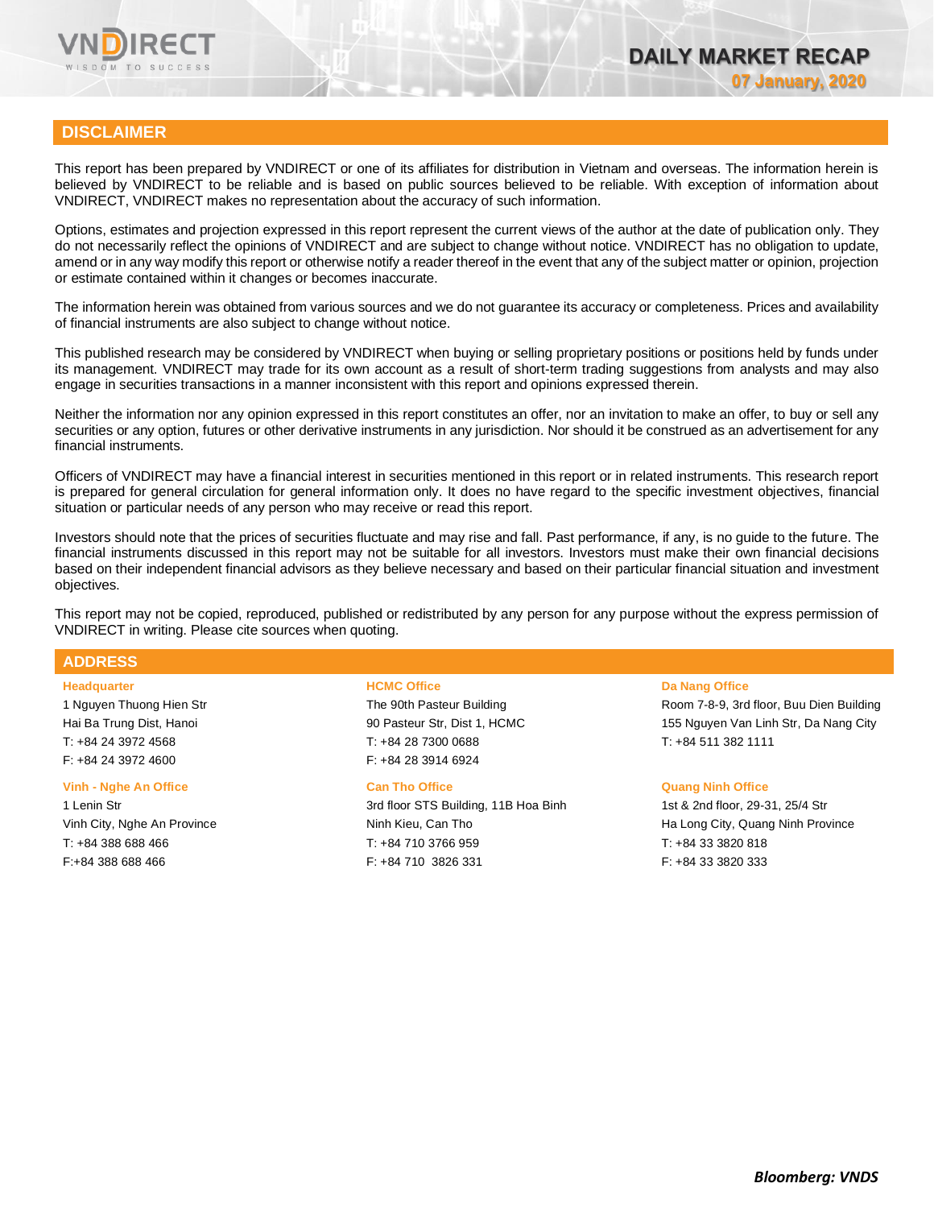## DISCLAIMER

This report has been prepared by VNDIRECT or one of its affiliates for distribution in Vietnam and overseas. The information herein is believed by VNDIRECT to be reliable and is based on public sources believed to be reliable. With exception of information about VNDIRECT, VNDIRECT makes no representation about the accuracy of such information.

Options, estimates and projection expressed in this report represent the current views of the author at the date of publication only. They do not necessarily reflect the opinions of VNDIRECT and are subject to change without notice. VNDIRECT has no obligation to update, amend or in any way modify this report or otherwise notify a reader thereof in the event that any of the subject matter or opinion, projection or estimate contained within it changes or becomes inaccurate.

The information herein was obtained from various sources and we do not guarantee its accuracy or completeness. Prices and availability of financial instruments are also subject to change without notice.

This published research may be considered by VNDIRECT when buying or selling proprietary positions or positions held by funds under its management. VNDIRECT may trade for its own account as a result of short-term trading suggestions from analysts and may also engage in securities transactions in a manner inconsistent with this report and opinions expressed therein.

Neither the information nor any opinion expressed in this report constitutes an offer, nor an invitation to make an offer, to buy or sell any securities or any option, futures or other derivative instruments in any jurisdiction. Nor should it be construed as an advertisement for any financial instruments.

Officers of VNDIRECT may have a financial interest in securities mentioned in this report or in related instruments. This research report is prepared for general circulation for general information only. It does no have regard to the specific investment objectives, financial situation or particular needs of any person who may receive or read this report.

Investors should note that the prices of securities fluctuate and may rise and fall. Past performance, if any, is no guide to the future. The financial instruments discussed in this report may not be suitable for all investors. Investors must make their own financial decisions based on their independent financial advisors as they believe necessary and based on their particular financial situation and investment objectives.

This report may not be copied, reproduced, published or redistributed by any person for any purpose without the express permission of VNDIRECT in writing. Please cite sources when quoting.

## ADDRESS

**Headquarter**
1 Nguyen Thuong Hien Str
Hai Ba Trung Dist, Hanoi
T: +84 24 3972 4568
F: +84 24 3972 4600

**HCMC Office**
The 90th Pasteur Building
90 Pasteur Str, Dist 1, HCMC
T: +84 28 7300 0688
F: +84 28 3914 6924

**Da Nang Office**
Room 7-8-9, 3rd floor, Buu Dien Building
155 Nguyen Van Linh Str, Da Nang City
T: +84 511 382 1111

**Vinh - Nghe An Office**
1 Lenin Str
Vinh City, Nghe An Province
T: +84 388 688 466
F:+84 388 688 466

**Can Tho Office**
3rd floor STS Building, 11B Hoa Binh
Ninh Kieu, Can Tho
T: +84 710 3766 959
F: +84 710 3826 331

**Quang Ninh Office**
1st & 2nd floor, 29-31, 25/4 Str
Ha Long City, Quang Ninh Province
T: +84 33 3820 818
F: +84 33 3820 333